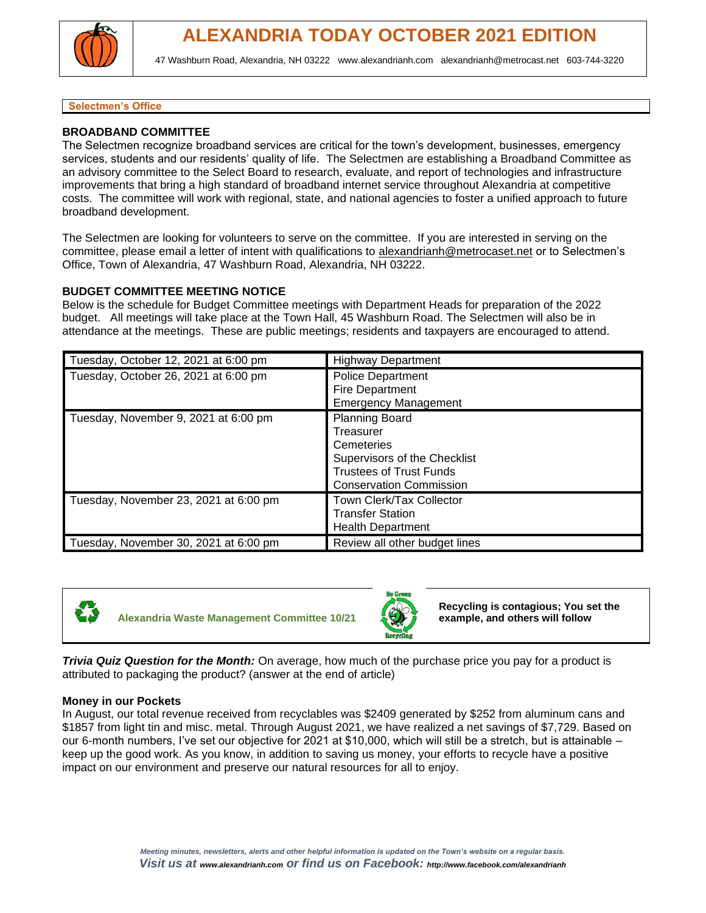# ALEXANDRIA TODAY OCTOBER 2021 EDITION

47 Washburn Road, Alexandria, NH 03222   www.alexandrianh.com   alexandrianh@metrocast.net   603-744-3220

## Selectmen's Office

### BROADBAND COMMITTEE

The Selectmen recognize broadband services are critical for the town's development, businesses, emergency services, students and our residents' quality of life. The Selectmen are establishing a Broadband Committee as an advisory committee to the Select Board to research, evaluate, and report of technologies and infrastructure improvements that bring a high standard of broadband internet service throughout Alexandria at competitive costs. The committee will work with regional, state, and national agencies to foster a unified approach to future broadband development.

The Selectmen are looking for volunteers to serve on the committee. If you are interested in serving on the committee, please email a letter of intent with qualifications to alexandrianh@metrocaset.net or to Selectmen's Office, Town of Alexandria, 47 Washburn Road, Alexandria, NH 03222.

### BUDGET COMMITTEE MEETING NOTICE

Below is the schedule for Budget Committee meetings with Department Heads for preparation of the 2022 budget. All meetings will take place at the Town Hall, 45 Washburn Road. The Selectmen will also be in attendance at the meetings. These are public meetings; residents and taxpayers are encouraged to attend.

| Date | Department |
|---|---|
| Tuesday, October 12, 2021 at 6:00 pm | Highway Department |
| Tuesday, October 26, 2021 at 6:00 pm | Police Department<br>Fire Department<br>Emergency Management |
| Tuesday, November 9, 2021 at 6:00 pm | Planning Board<br>Treasurer<br>Cemeteries<br>Supervisors of the Checklist<br>Trustees of Trust Funds<br>Conservation Commission |
| Tuesday, November 23, 2021 at 6:00 pm | Town Clerk/Tax Collector<br>Transfer Station<br>Health Department |
| Tuesday, November 30, 2021 at 6:00 pm | Review all other budget lines |

## Alexandria Waste Management Committee 10/21

**Recycling is contagious; You set the example, and others will follow**

***Trivia Quiz Question for the Month:*** On average, how much of the purchase price you pay for a product is attributed to packaging the product? (answer at the end of article)

### Money in our Pockets

In August, our total revenue received from recyclables was $2409 generated by $252 from aluminum cans and $1857 from light tin and misc. metal. Through August 2021, we have realized a net savings of $7,729. Based on our 6-month numbers, I've set our objective for 2021 at $10,000, which will still be a stretch, but is attainable – keep up the good work. As you know, in addition to saving us money, your efforts to recycle have a positive impact on our environment and preserve our natural resources for all to enjoy.

*Meeting minutes, newsletters, alerts and other helpful information is updated on the Town's website on a regular basis.*
*Visit us at www.alexandrianh.com or find us on Facebook: http://www.facebook.com/alexandrianh*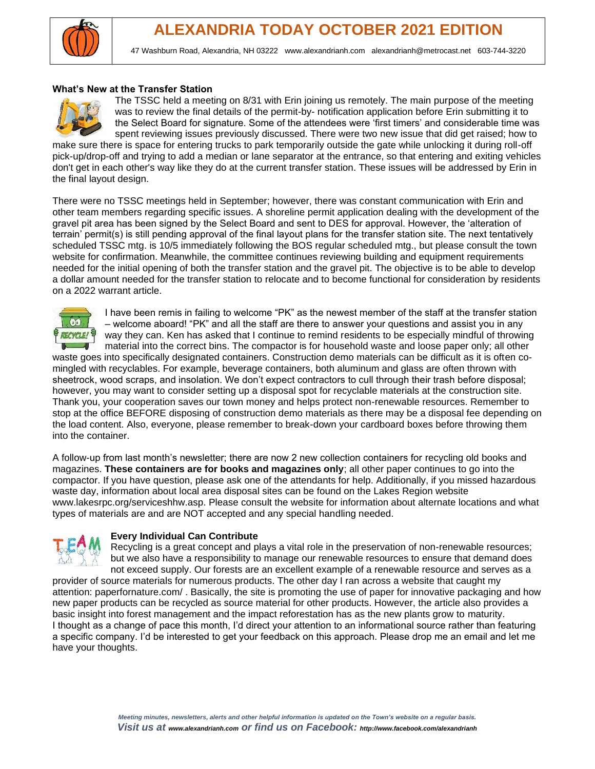# ALEXANDRIA TODAY OCTOBER 2021 EDITION

47 Washburn Road, Alexandria, NH 03222 www.alexandrianh.com alexandrianh@metrocast.net 603-744-3220

### What's New at the Transfer Station

The TSSC held a meeting on 8/31 with Erin joining us remotely. The main purpose of the meeting was to review the final details of the permit-by- notification application before Erin submitting it to the Select Board for signature. Some of the attendees were 'first timers' and considerable time was spent reviewing issues previously discussed. There were two new issue that did get raised; how to make sure there is space for entering trucks to park temporarily outside the gate while unlocking it during roll-off pick-up/drop-off and trying to add a median or lane separator at the entrance, so that entering and exiting vehicles don't get in each other's way like they do at the current transfer station. These issues will be addressed by Erin in the final layout design.

There were no TSSC meetings held in September; however, there was constant communication with Erin and other team members regarding specific issues. A shoreline permit application dealing with the development of the gravel pit area has been signed by the Select Board and sent to DES for approval. However, the 'alteration of terrain' permit(s) is still pending approval of the final layout plans for the transfer station site. The next tentatively scheduled TSSC mtg. is 10/5 immediately following the BOS regular scheduled mtg., but please consult the town website for confirmation. Meanwhile, the committee continues reviewing building and equipment requirements needed for the initial opening of both the transfer station and the gravel pit. The objective is to be able to develop a dollar amount needed for the transfer station to relocate and to become functional for consideration by residents on a 2022 warrant article.

I have been remis in failing to welcome "PK" as the newest member of the staff at the transfer station – welcome aboard! "PK" and all the staff are there to answer your questions and assist you in any way they can. Ken has asked that I continue to remind residents to be especially mindful of throwing material into the correct bins. The compactor is for household waste and loose paper only; all other waste goes into specifically designated containers. Construction demo materials can be difficult as it is often co-mingled with recyclables. For example, beverage containers, both aluminum and glass are often thrown with sheetrock, wood scraps, and insolation. We don't expect contractors to cull through their trash before disposal; however, you may want to consider setting up a disposal spot for recyclable materials at the construction site. Thank you, your cooperation saves our town money and helps protect non-renewable resources. Remember to stop at the office BEFORE disposing of construction demo materials as there may be a disposal fee depending on the load content. Also, everyone, please remember to break-down your cardboard boxes before throwing them into the container.

A follow-up from last month's newsletter; there are now 2 new collection containers for recycling old books and magazines. **These containers are for books and magazines only**; all other paper continues to go into the compactor. If you have question, please ask one of the attendants for help. Additionally, if you missed hazardous waste day, information about local area disposal sites can be found on the Lakes Region website www.lakesrpc.org/serviceshhw.asp. Please consult the website for information about alternate locations and what types of materials are and are NOT accepted and any special handling needed.

### Every Individual Can Contribute

Recycling is a great concept and plays a vital role in the preservation of non-renewable resources; but we also have a responsibility to manage our renewable resources to ensure that demand does not exceed supply. Our forests are an excellent example of a renewable resource and serves as a provider of source materials for numerous products. The other day I ran across a website that caught my attention: paperfornature.com/ . Basically, the site is promoting the use of paper for innovative packaging and how new paper products can be recycled as source material for other products. However, the article also provides a basic insight into forest management and the impact reforestation has as the new plants grow to maturity.
I thought as a change of pace this month, I'd direct your attention to an informational source rather than featuring a specific company. I'd be interested to get your feedback on this approach. Please drop me an email and let me have your thoughts.

*Meeting minutes, newsletters, alerts and other helpful information is updated on the Town's website on a regular basis.*
***Visit us at www.alexandrianh.com or find us on Facebook: http://www.facebook.com/alexandrianh***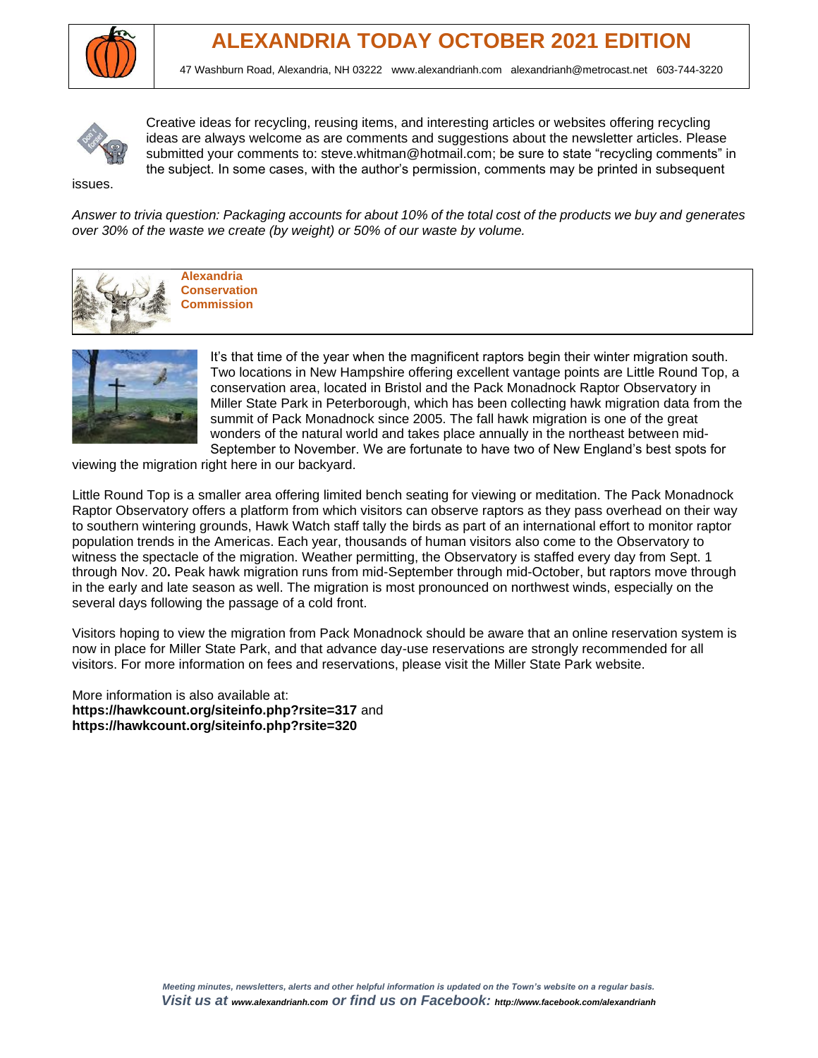# ALEXANDRIA TODAY OCTOBER 2021 EDITION

47 Washburn Road, Alexandria, NH 03222 www.alexandrianh.com alexandrianh@metrocast.net 603-744-3220

Creative ideas for recycling, reusing items, and interesting articles or websites offering recycling ideas are always welcome as are comments and suggestions about the newsletter articles. Please submitted your comments to: steve.whitman@hotmail.com; be sure to state “recycling comments” in the subject. In some cases, with the author’s permission, comments may be printed in subsequent issues.

*Answer to trivia question: Packaging accounts for about 10% of the total cost of the products we buy and generates over 30% of the waste we create (by weight) or 50% of our waste by volume.*

## Alexandria Conservation Commission

It’s that time of the year when the magnificent raptors begin their winter migration south. Two locations in New Hampshire offering excellent vantage points are Little Round Top, a conservation area, located in Bristol and the Pack Monadnock Raptor Observatory in Miller State Park in Peterborough, which has been collecting hawk migration data from the summit of Pack Monadnock since 2005. The fall hawk migration is one of the great wonders of the natural world and takes place annually in the northeast between mid-September to November. We are fortunate to have two of New England’s best spots for viewing the migration right here in our backyard.

Little Round Top is a smaller area offering limited bench seating for viewing or meditation. The Pack Monadnock Raptor Observatory offers a platform from which visitors can observe raptors as they pass overhead on their way to southern wintering grounds, Hawk Watch staff tally the birds as part of an international effort to monitor raptor population trends in the Americas. Each year, thousands of human visitors also come to the Observatory to witness the spectacle of the migration. Weather permitting, the Observatory is staffed every day from Sept. 1 through Nov. 20**.** Peak hawk migration runs from mid-September through mid-October, but raptors move through in the early and late season as well. The migration is most pronounced on northwest winds, especially on the several days following the passage of a cold front.

Visitors hoping to view the migration from Pack Monadnock should be aware that an online reservation system is now in place for Miller State Park, and that advance day-use reservations are strongly recommended for all visitors. For more information on fees and reservations, please visit the Miller State Park website.

More information is also available at:
**https://hawkcount.org/siteinfo.php?rsite=317** and
**https://hawkcount.org/siteinfo.php?rsite=320**

*Meeting minutes, newsletters, alerts and other helpful information is updated on the Town’s website on a regular basis.*
***Visit us at www.alexandrianh.com or find us on Facebook: http://www.facebook.com/alexandrianh***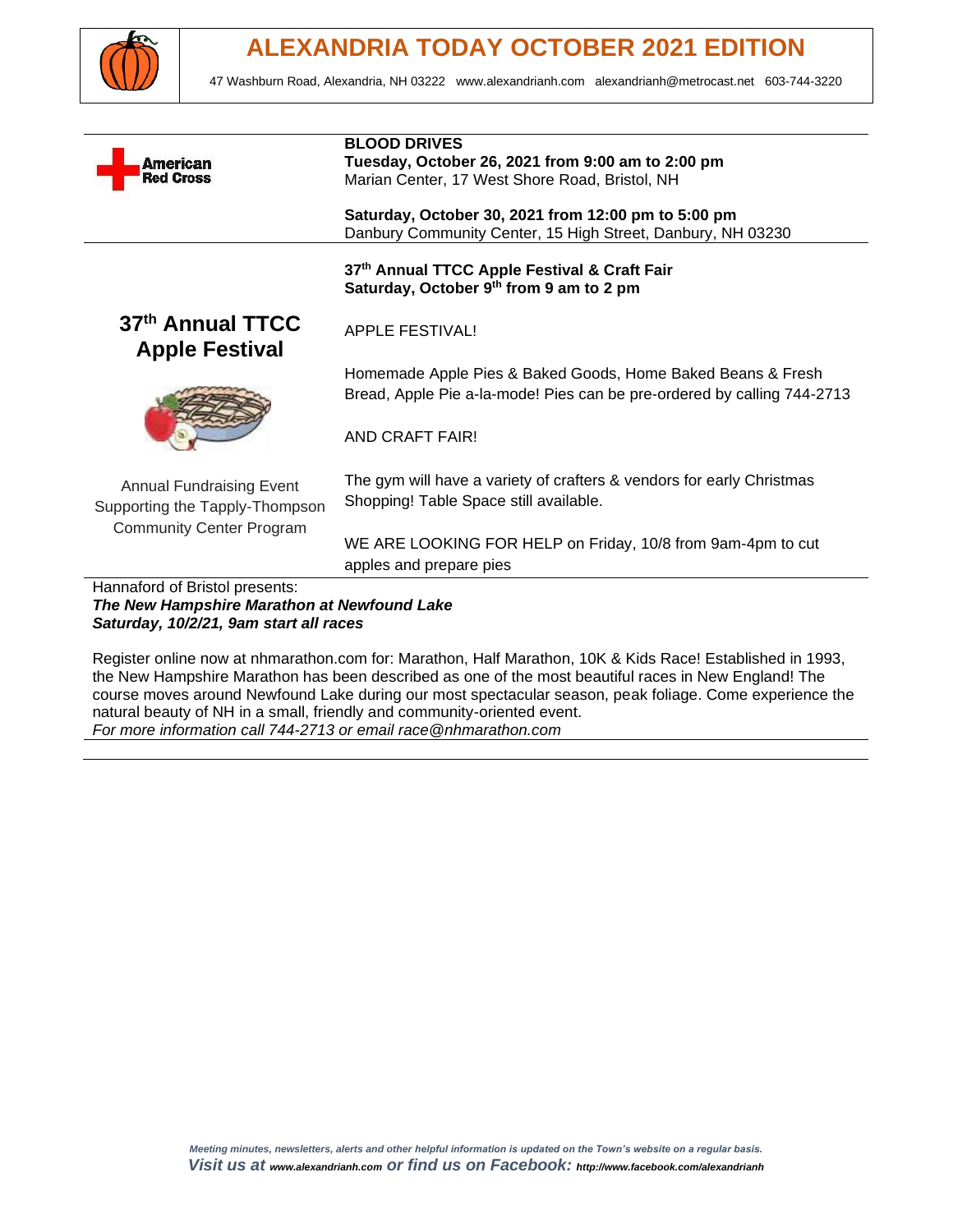# ALEXANDRIA TODAY OCTOBER 2021 EDITION

47 Washburn Road, Alexandria, NH 03222 www.alexandrianh.com alexandrianh@metrocast.net 603-744-3220

---

American Red Cross

**BLOOD DRIVES**
**Tuesday, October 26, 2021 from 9:00 am to 2:00 pm**
Marian Center, 17 West Shore Road, Bristol, NH

**Saturday, October 30, 2021 from 12:00 pm to 5:00 pm**
Danbury Community Center, 15 High Street, Danbury, NH 03230

---

## 37th Annual TTCC Apple Festival

Annual Fundraising Event Supporting the Tapply-Thompson Community Center Program

**37th Annual TTCC Apple Festival & Craft Fair**
**Saturday, October 9th from 9 am to 2 pm**

APPLE FESTIVAL!

Homemade Apple Pies & Baked Goods, Home Baked Beans & Fresh Bread, Apple Pie a-la-mode! Pies can be pre-ordered by calling 744-2713

AND CRAFT FAIR!

The gym will have a variety of crafters & vendors for early Christmas Shopping! Table Space still available.

WE ARE LOOKING FOR HELP on Friday, 10/8 from 9am-4pm to cut apples and prepare pies

---

Hannaford of Bristol presents:
***The New Hampshire Marathon at Newfound Lake***
***Saturday, 10/2/21, 9am start all races***

Register online now at nhmarathon.com for: Marathon, Half Marathon, 10K & Kids Race! Established in 1993, the New Hampshire Marathon has been described as one of the most beautiful races in New England! The course moves around Newfound Lake during our most spectacular season, peak foliage. Come experience the natural beauty of NH in a small, friendly and community-oriented event.
*For more information call 744-2713 or email race@nhmarathon.com*

---

***Meeting minutes, newsletters, alerts and other helpful information is updated on the Town's website on a regular basis.***
***Visit us at www.alexandrianh.com or find us on Facebook: http://www.facebook.com/alexandrianh***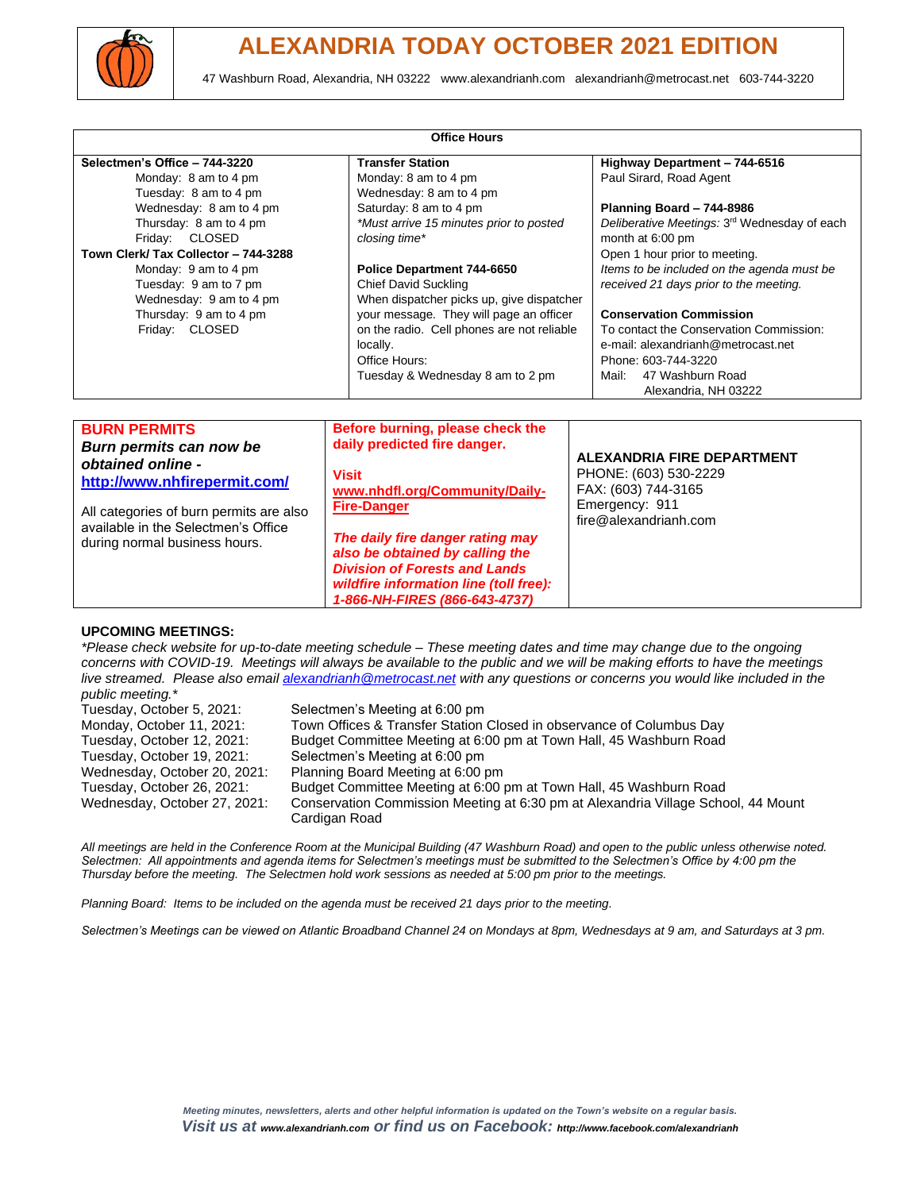# ALEXANDRIA TODAY OCTOBER 2021 EDITION

47 Washburn Road, Alexandria, NH 03222   www.alexandrianh.com   alexandrianh@metrocast.net   603-744-3220

**Office Hours**

**Selectmen's Office – 744-3220**
Monday: 8 am to 4 pm
Tuesday: 8 am to 4 pm
Wednesday: 8 am to 4 pm
Thursday: 8 am to 4 pm
Friday: CLOSED

**Town Clerk/ Tax Collector – 744-3288**
Monday: 9 am to 4 pm
Tuesday: 9 am to 7 pm
Wednesday: 9 am to 4 pm
Thursday: 9 am to 4 pm
Friday: CLOSED

**Transfer Station**
Monday: 8 am to 4 pm
Wednesday: 8 am to 4 pm
Saturday: 8 am to 4 pm
*Must arrive 15 minutes prior to posted closing time*

**Police Department 744-6650**
Chief David Suckling
When dispatcher picks up, give dispatcher your message. They will page an officer on the radio. Cell phones are not reliable locally.
Office Hours:
Tuesday & Wednesday 8 am to 2 pm

**Highway Department – 744-6516**
Paul Sirard, Road Agent

**Planning Board – 744-8986**
*Deliberative Meetings: 3rd Wednesday of each month at 6:00 pm*
Open 1 hour prior to meeting.
*Items to be included on the agenda must be received 21 days prior to the meeting.*

**Conservation Commission**
To contact the Conservation Commission:
e-mail: alexandrianh@metrocast.net
Phone: 603-744-3220
Mail: 47 Washburn Road
Alexandria, NH 03222

**BURN PERMITS**
***Burn permits can now be obtained online - http://www.nhfirepermit.com/***

All categories of burn permits are also available in the Selectmen's Office during normal business hours.

**Before burning, please check the daily predicted fire danger.**

**Visit www.nhdfl.org/Community/Daily-Fire-Danger**

***The daily fire danger rating may also be obtained by calling the Division of Forests and Lands wildfire information line (toll free): 1-866-NH-FIRES (866-643-4737)***

**ALEXANDRIA FIRE DEPARTMENT**
PHONE: (603) 530-2229
FAX: (603) 744-3165
Emergency: 911
fire@alexandrianh.com

**UPCOMING MEETINGS:**

*\*Please check website for up-to-date meeting schedule – These meeting dates and time may change due to the ongoing concerns with COVID-19. Meetings will always be available to the public and we will be making efforts to have the meetings live streamed. Please also email alexandrianh@metrocast.net with any questions or concerns you would like included in the public meeting.\**

| | |
|---|---|
| Tuesday, October 5, 2021: | Selectmen's Meeting at 6:00 pm |
| Monday, October 11, 2021: | Town Offices & Transfer Station Closed in observance of Columbus Day |
| Tuesday, October 12, 2021: | Budget Committee Meeting at 6:00 pm at Town Hall, 45 Washburn Road |
| Tuesday, October 19, 2021: | Selectmen's Meeting at 6:00 pm |
| Wednesday, October 20, 2021: | Planning Board Meeting at 6:00 pm |
| Tuesday, October 26, 2021: | Budget Committee Meeting at 6:00 pm at Town Hall, 45 Washburn Road |
| Wednesday, October 27, 2021: | Conservation Commission Meeting at 6:30 pm at Alexandria Village School, 44 Mount Cardigan Road |

*All meetings are held in the Conference Room at the Municipal Building (47 Washburn Road) and open to the public unless otherwise noted. Selectmen: All appointments and agenda items for Selectmen's meetings must be submitted to the Selectmen's Office by 4:00 pm the Thursday before the meeting. The Selectmen hold work sessions as needed at 5:00 pm prior to the meetings.*

*Planning Board: Items to be included on the agenda must be received 21 days prior to the meeting.*

*Selectmen's Meetings can be viewed on Atlantic Broadband Channel 24 on Mondays at 8pm, Wednesdays at 9 am, and Saturdays at 3 pm.*

***Meeting minutes, newsletters, alerts and other helpful information is updated on the Town's website on a regular basis.***
***Visit us at www.alexandrianh.com or find us on Facebook: http://www.facebook.com/alexandrianh***